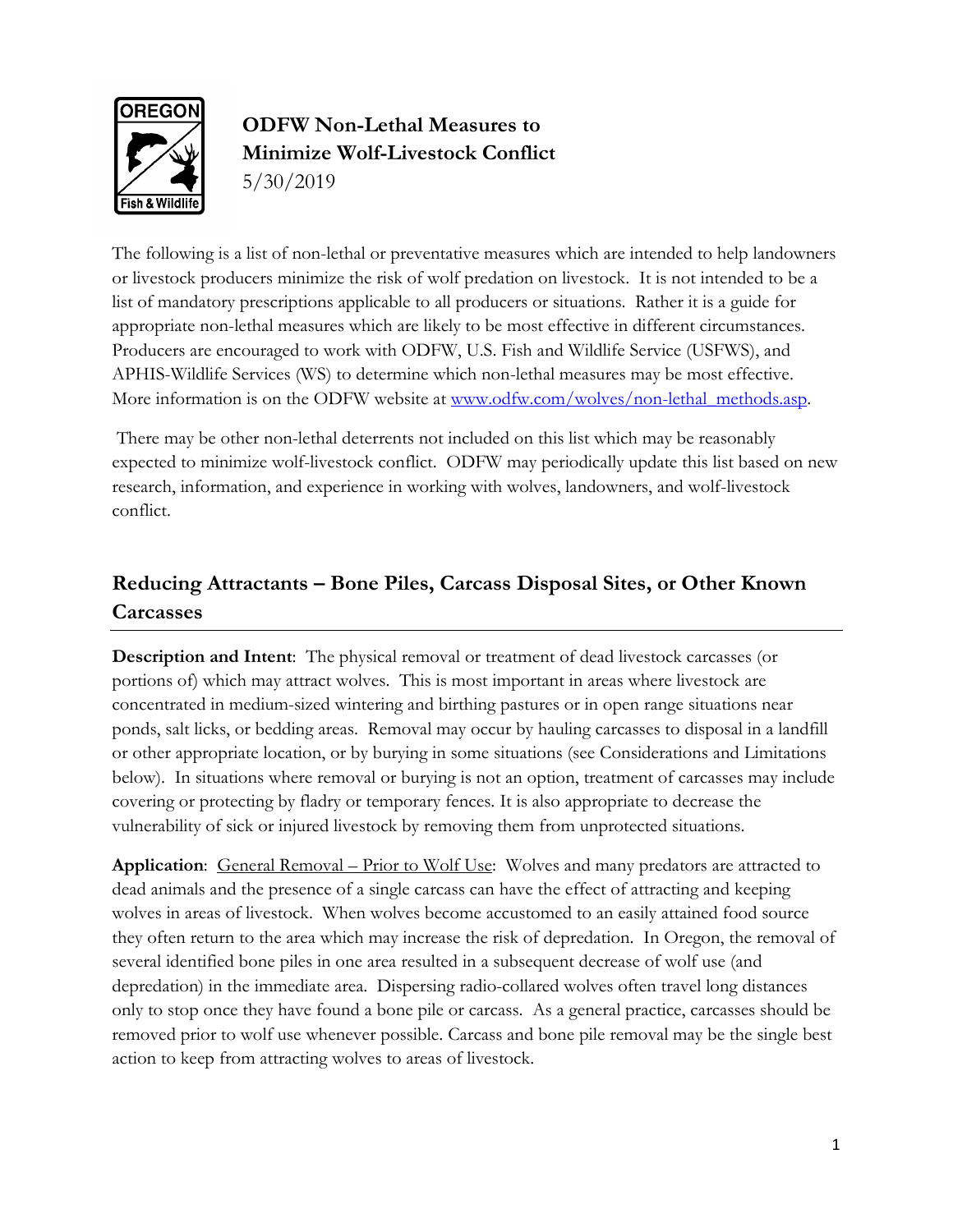# ODFW Non-Lethal Measures to Minimize Wolf-Livestock Conflict

5/30/2019

The following is a list of non-lethal or preventative measures which are intended to help landowners or livestock producers minimize the risk of wolf predation on livestock. It is not intended to be a list of mandatory prescriptions applicable to all producers or situations. Rather it is a guide for appropriate non-lethal measures which are likely to be most effective in different circumstances. Producers are encouraged to work with ODFW, U.S. Fish and Wildlife Service (USFWS), and APHIS-Wildlife Services (WS) to determine which non-lethal measures may be most effective. More information is on the ODFW website at [www.odfw.com/wolves/non-lethal_methods.asp](www.odfw.com/wolves/non-lethal_methods.asp).

There may be other non-lethal deterrents not included on this list which may be reasonably expected to minimize wolf-livestock conflict. ODFW may periodically update this list based on new research, information, and experience in working with wolves, landowners, and wolf-livestock conflict.

## Reducing Attractants – Bone Piles, Carcass Disposal Sites, or Other Known Carcasses

**Description and Intent**: The physical removal or treatment of dead livestock carcasses (or portions of) which may attract wolves. This is most important in areas where livestock are concentrated in medium-sized wintering and birthing pastures or in open range situations near ponds, salt licks, or bedding areas. Removal may occur by hauling carcasses to disposal in a landfill or other appropriate location, or by burying in some situations (see Considerations and Limitations below). In situations where removal or burying is not an option, treatment of carcasses may include covering or protecting by fladry or temporary fences. It is also appropriate to decrease the vulnerability of sick or injured livestock by removing them from unprotected situations.

**Application**: General Removal – Prior to Wolf Use: Wolves and many predators are attracted to dead animals and the presence of a single carcass can have the effect of attracting and keeping wolves in areas of livestock. When wolves become accustomed to an easily attained food source they often return to the area which may increase the risk of depredation. In Oregon, the removal of several identified bone piles in one area resulted in a subsequent decrease of wolf use (and depredation) in the immediate area. Dispersing radio-collared wolves often travel long distances only to stop once they have found a bone pile or carcass. As a general practice, carcasses should be removed prior to wolf use whenever possible. Carcass and bone pile removal may be the single best action to keep from attracting wolves to areas of livestock.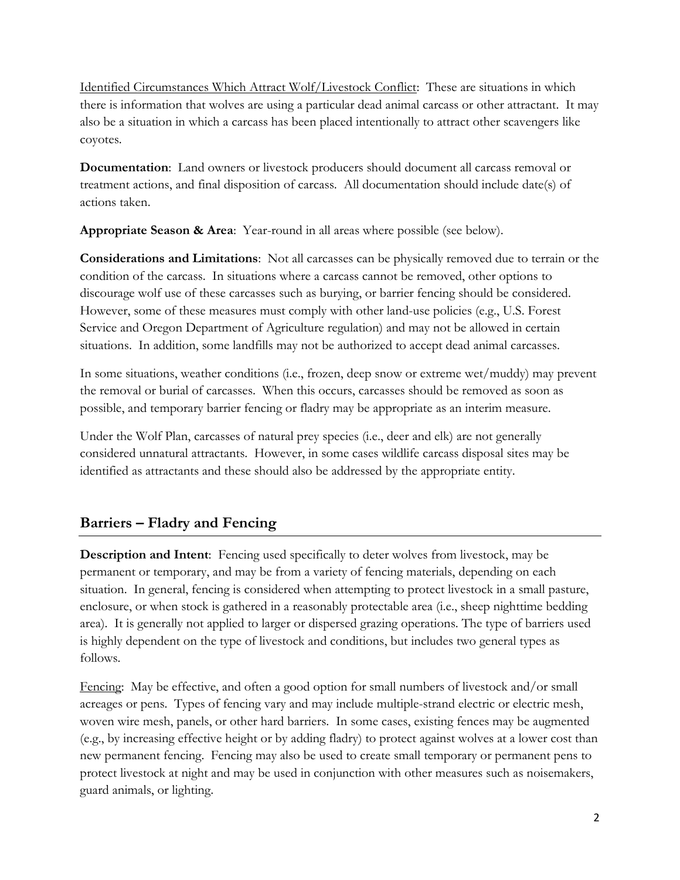Identified Circumstances Which Attract Wolf/Livestock Conflict: These are situations in which there is information that wolves are using a particular dead animal carcass or other attractant. It may also be a situation in which a carcass has been placed intentionally to attract other scavengers like coyotes.

**Documentation**: Land owners or livestock producers should document all carcass removal or treatment actions, and final disposition of carcass. All documentation should include date(s) of actions taken.

**Appropriate Season & Area**: Year-round in all areas where possible (see below).

**Considerations and Limitations**: Not all carcasses can be physically removed due to terrain or the condition of the carcass. In situations where a carcass cannot be removed, other options to discourage wolf use of these carcasses such as burying, or barrier fencing should be considered. However, some of these measures must comply with other land-use policies (e.g., U.S. Forest Service and Oregon Department of Agriculture regulation) and may not be allowed in certain situations. In addition, some landfills may not be authorized to accept dead animal carcasses.

In some situations, weather conditions (i.e., frozen, deep snow or extreme wet/muddy) may prevent the removal or burial of carcasses. When this occurs, carcasses should be removed as soon as possible, and temporary barrier fencing or fladry may be appropriate as an interim measure.

Under the Wolf Plan, carcasses of natural prey species (i.e., deer and elk) are not generally considered unnatural attractants. However, in some cases wildlife carcass disposal sites may be identified as attractants and these should also be addressed by the appropriate entity.

## Barriers – Fladry and Fencing

**Description and Intent**: Fencing used specifically to deter wolves from livestock, may be permanent or temporary, and may be from a variety of fencing materials, depending on each situation. In general, fencing is considered when attempting to protect livestock in a small pasture, enclosure, or when stock is gathered in a reasonably protectable area (i.e., sheep nighttime bedding area). It is generally not applied to larger or dispersed grazing operations. The type of barriers used is highly dependent on the type of livestock and conditions, but includes two general types as follows.

Fencing: May be effective, and often a good option for small numbers of livestock and/or small acreages or pens. Types of fencing vary and may include multiple-strand electric or electric mesh, woven wire mesh, panels, or other hard barriers. In some cases, existing fences may be augmented (e.g., by increasing effective height or by adding fladry) to protect against wolves at a lower cost than new permanent fencing. Fencing may also be used to create small temporary or permanent pens to protect livestock at night and may be used in conjunction with other measures such as noisemakers, guard animals, or lighting.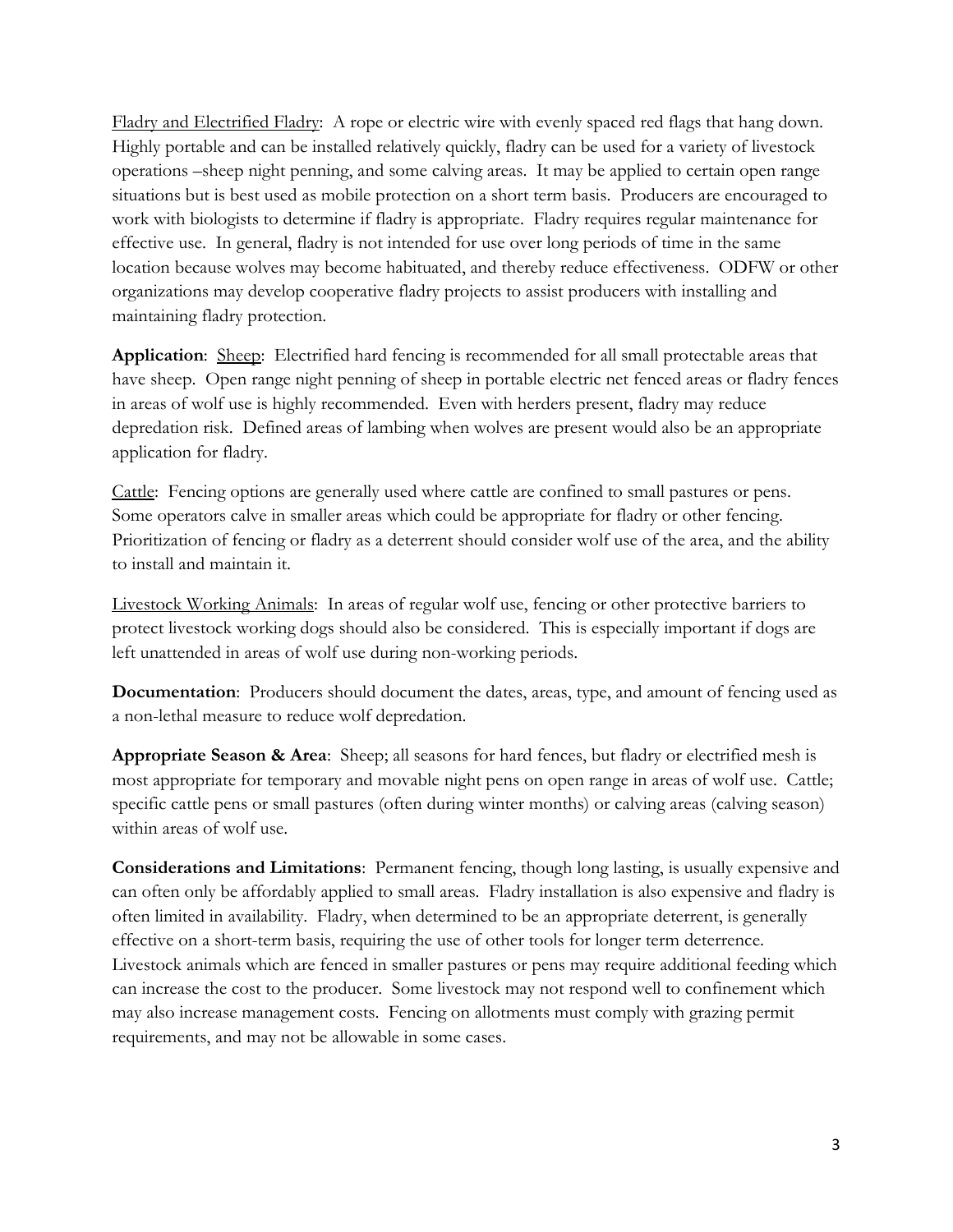<u>Fladry and Electrified Fladry</u>: A rope or electric wire with evenly spaced red flags that hang down. Highly portable and can be installed relatively quickly, fladry can be used for a variety of livestock operations –sheep night penning, and some calving areas. It may be applied to certain open range situations but is best used as mobile protection on a short term basis. Producers are encouraged to work with biologists to determine if fladry is appropriate. Fladry requires regular maintenance for effective use. In general, fladry is not intended for use over long periods of time in the same location because wolves may become habituated, and thereby reduce effectiveness. ODFW or other organizations may develop cooperative fladry projects to assist producers with installing and maintaining fladry protection.

**Application**: <u>Sheep</u>: Electrified hard fencing is recommended for all small protectable areas that have sheep. Open range night penning of sheep in portable electric net fenced areas or fladry fences in areas of wolf use is highly recommended. Even with herders present, fladry may reduce depredation risk. Defined areas of lambing when wolves are present would also be an appropriate application for fladry.

<u>Cattle</u>: Fencing options are generally used where cattle are confined to small pastures or pens. Some operators calve in smaller areas which could be appropriate for fladry or other fencing. Prioritization of fencing or fladry as a deterrent should consider wolf use of the area, and the ability to install and maintain it.

<u>Livestock Working Animals</u>: In areas of regular wolf use, fencing or other protective barriers to protect livestock working dogs should also be considered. This is especially important if dogs are left unattended in areas of wolf use during non-working periods.

**Documentation**: Producers should document the dates, areas, type, and amount of fencing used as a non-lethal measure to reduce wolf depredation.

**Appropriate Season & Area**: Sheep; all seasons for hard fences, but fladry or electrified mesh is most appropriate for temporary and movable night pens on open range in areas of wolf use. Cattle; specific cattle pens or small pastures (often during winter months) or calving areas (calving season) within areas of wolf use.

**Considerations and Limitations**: Permanent fencing, though long lasting, is usually expensive and can often only be affordably applied to small areas. Fladry installation is also expensive and fladry is often limited in availability. Fladry, when determined to be an appropriate deterrent, is generally effective on a short-term basis, requiring the use of other tools for longer term deterrence. Livestock animals which are fenced in smaller pastures or pens may require additional feeding which can increase the cost to the producer. Some livestock may not respond well to confinement which may also increase management costs. Fencing on allotments must comply with grazing permit requirements, and may not be allowable in some cases.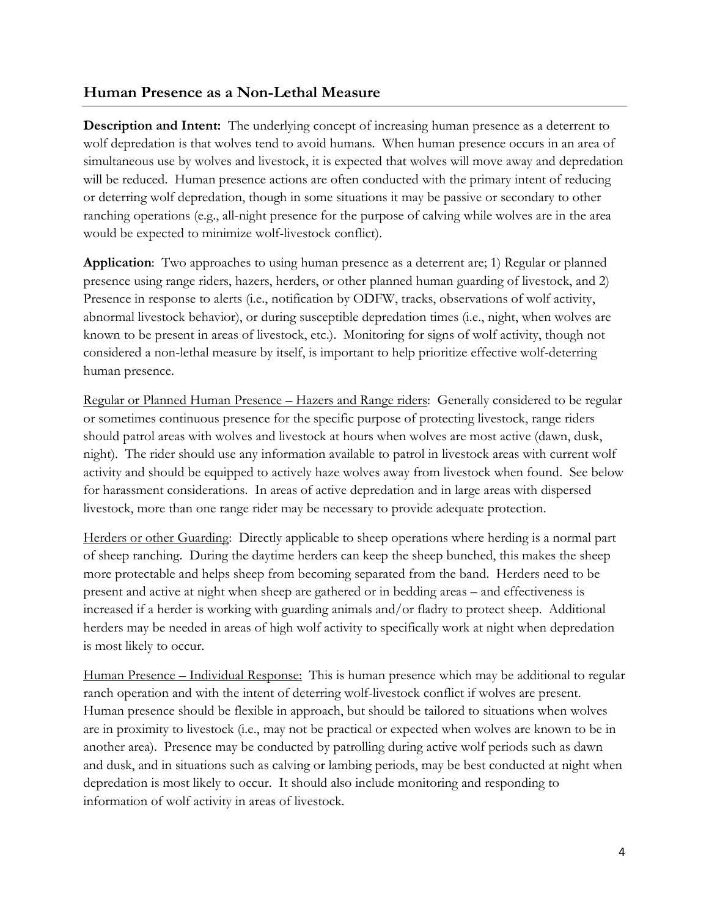## Human Presence as a Non-Lethal Measure

**Description and Intent:** The underlying concept of increasing human presence as a deterrent to wolf depredation is that wolves tend to avoid humans. When human presence occurs in an area of simultaneous use by wolves and livestock, it is expected that wolves will move away and depredation will be reduced. Human presence actions are often conducted with the primary intent of reducing or deterring wolf depredation, though in some situations it may be passive or secondary to other ranching operations (e.g., all-night presence for the purpose of calving while wolves are in the area would be expected to minimize wolf-livestock conflict).

**Application**: Two approaches to using human presence as a deterrent are; 1) Regular or planned presence using range riders, hazers, herders, or other planned human guarding of livestock, and 2) Presence in response to alerts (i.e., notification by ODFW, tracks, observations of wolf activity, abnormal livestock behavior), or during susceptible depredation times (i.e., night, when wolves are known to be present in areas of livestock, etc.). Monitoring for signs of wolf activity, though not considered a non-lethal measure by itself, is important to help prioritize effective wolf-deterring human presence.

<u>Regular or Planned Human Presence – Hazers and Range riders</u>: Generally considered to be regular or sometimes continuous presence for the specific purpose of protecting livestock, range riders should patrol areas with wolves and livestock at hours when wolves are most active (dawn, dusk, night). The rider should use any information available to patrol in livestock areas with current wolf activity and should be equipped to actively haze wolves away from livestock when found. See below for harassment considerations. In areas of active depredation and in large areas with dispersed livestock, more than one range rider may be necessary to provide adequate protection.

<u>Herders or other Guarding</u>: Directly applicable to sheep operations where herding is a normal part of sheep ranching. During the daytime herders can keep the sheep bunched, this makes the sheep more protectable and helps sheep from becoming separated from the band. Herders need to be present and active at night when sheep are gathered or in bedding areas – and effectiveness is increased if a herder is working with guarding animals and/or fladry to protect sheep. Additional herders may be needed in areas of high wolf activity to specifically work at night when depredation is most likely to occur.

<u>Human Presence – Individual Response:</u> This is human presence which may be additional to regular ranch operation and with the intent of deterring wolf-livestock conflict if wolves are present. Human presence should be flexible in approach, but should be tailored to situations when wolves are in proximity to livestock (i.e., may not be practical or expected when wolves are known to be in another area). Presence may be conducted by patrolling during active wolf periods such as dawn and dusk, and in situations such as calving or lambing periods, may be best conducted at night when depredation is most likely to occur. It should also include monitoring and responding to information of wolf activity in areas of livestock.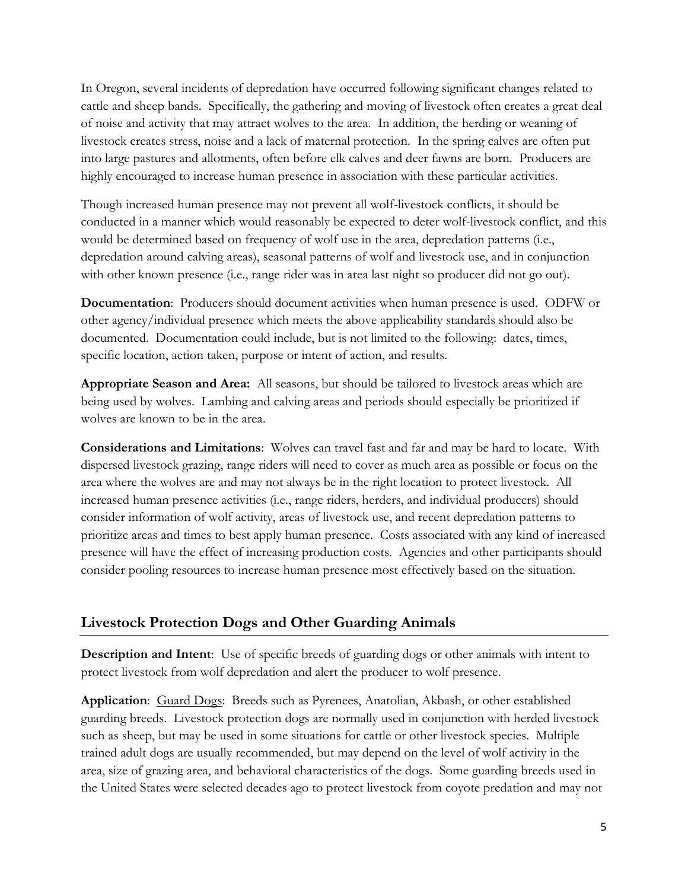In Oregon, several incidents of depredation have occurred following significant changes related to cattle and sheep bands. Specifically, the gathering and moving of livestock often creates a great deal of noise and activity that may attract wolves to the area. In addition, the herding or weaning of livestock creates stress, noise and a lack of maternal protection. In the spring calves are often put into large pastures and allotments, often before elk calves and deer fawns are born. Producers are highly encouraged to increase human presence in association with these particular activities.

Though increased human presence may not prevent all wolf-livestock conflicts, it should be conducted in a manner which would reasonably be expected to deter wolf-livestock conflict, and this would be determined based on frequency of wolf use in the area, depredation patterns (i.e., depredation around calving areas), seasonal patterns of wolf and livestock use, and in conjunction with other known presence (i.e., range rider was in area last night so producer did not go out).

**Documentation**: Producers should document activities when human presence is used. ODFW or other agency/individual presence which meets the above applicability standards should also be documented. Documentation could include, but is not limited to the following: dates, times, specific location, action taken, purpose or intent of action, and results.

**Appropriate Season and Area:** All seasons, but should be tailored to livestock areas which are being used by wolves. Lambing and calving areas and periods should especially be prioritized if wolves are known to be in the area.

**Considerations and Limitations**: Wolves can travel fast and far and may be hard to locate. With dispersed livestock grazing, range riders will need to cover as much area as possible or focus on the area where the wolves are and may not always be in the right location to protect livestock. All increased human presence activities (i.e., range riders, herders, and individual producers) should consider information of wolf activity, areas of livestock use, and recent depredation patterns to prioritize areas and times to best apply human presence. Costs associated with any kind of increased presence will have the effect of increasing production costs. Agencies and other participants should consider pooling resources to increase human presence most effectively based on the situation.

## Livestock Protection Dogs and Other Guarding Animals

**Description and Intent**: Use of specific breeds of guarding dogs or other animals with intent to protect livestock from wolf depredation and alert the producer to wolf presence.

**Application**: Guard Dogs: Breeds such as Pyrenees, Anatolian, Akbash, or other established guarding breeds. Livestock protection dogs are normally used in conjunction with herded livestock such as sheep, but may be used in some situations for cattle or other livestock species. Multiple trained adult dogs are usually recommended, but may depend on the level of wolf activity in the area, size of grazing area, and behavioral characteristics of the dogs. Some guarding breeds used in the United States were selected decades ago to protect livestock from coyote predation and may not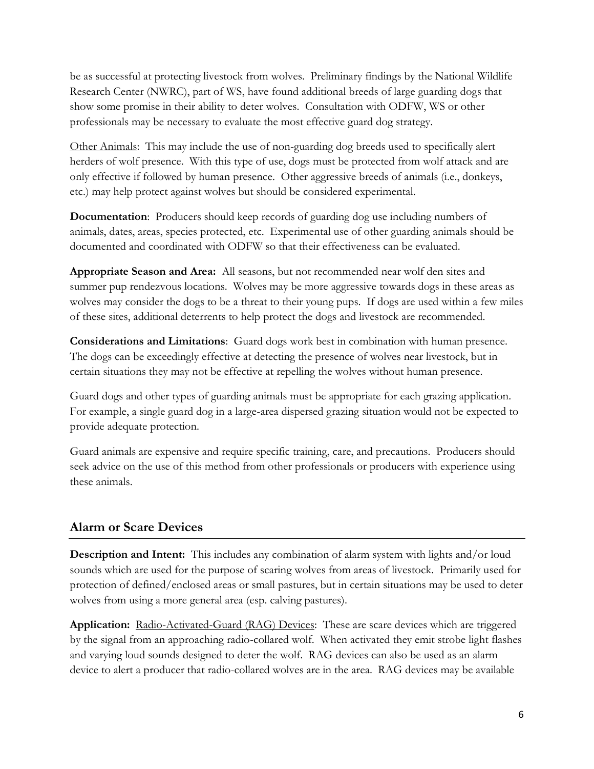be as successful at protecting livestock from wolves. Preliminary findings by the National Wildlife Research Center (NWRC), part of WS, have found additional breeds of large guarding dogs that show some promise in their ability to deter wolves. Consultation with ODFW, WS or other professionals may be necessary to evaluate the most effective guard dog strategy.

Other Animals: This may include the use of non-guarding dog breeds used to specifically alert herders of wolf presence. With this type of use, dogs must be protected from wolf attack and are only effective if followed by human presence. Other aggressive breeds of animals (i.e., donkeys, etc.) may help protect against wolves but should be considered experimental.

**Documentation**: Producers should keep records of guarding dog use including numbers of animals, dates, areas, species protected, etc. Experimental use of other guarding animals should be documented and coordinated with ODFW so that their effectiveness can be evaluated.

**Appropriate Season and Area:** All seasons, but not recommended near wolf den sites and summer pup rendezvous locations. Wolves may be more aggressive towards dogs in these areas as wolves may consider the dogs to be a threat to their young pups. If dogs are used within a few miles of these sites, additional deterrents to help protect the dogs and livestock are recommended.

**Considerations and Limitations**: Guard dogs work best in combination with human presence. The dogs can be exceedingly effective at detecting the presence of wolves near livestock, but in certain situations they may not be effective at repelling the wolves without human presence.

Guard dogs and other types of guarding animals must be appropriate for each grazing application. For example, a single guard dog in a large-area dispersed grazing situation would not be expected to provide adequate protection.

Guard animals are expensive and require specific training, care, and precautions. Producers should seek advice on the use of this method from other professionals or producers with experience using these animals.

## Alarm or Scare Devices

**Description and Intent:** This includes any combination of alarm system with lights and/or loud sounds which are used for the purpose of scaring wolves from areas of livestock. Primarily used for protection of defined/enclosed areas or small pastures, but in certain situations may be used to deter wolves from using a more general area (esp. calving pastures).

**Application:** Radio-Activated-Guard (RAG) Devices: These are scare devices which are triggered by the signal from an approaching radio-collared wolf. When activated they emit strobe light flashes and varying loud sounds designed to deter the wolf. RAG devices can also be used as an alarm device to alert a producer that radio-collared wolves are in the area. RAG devices may be available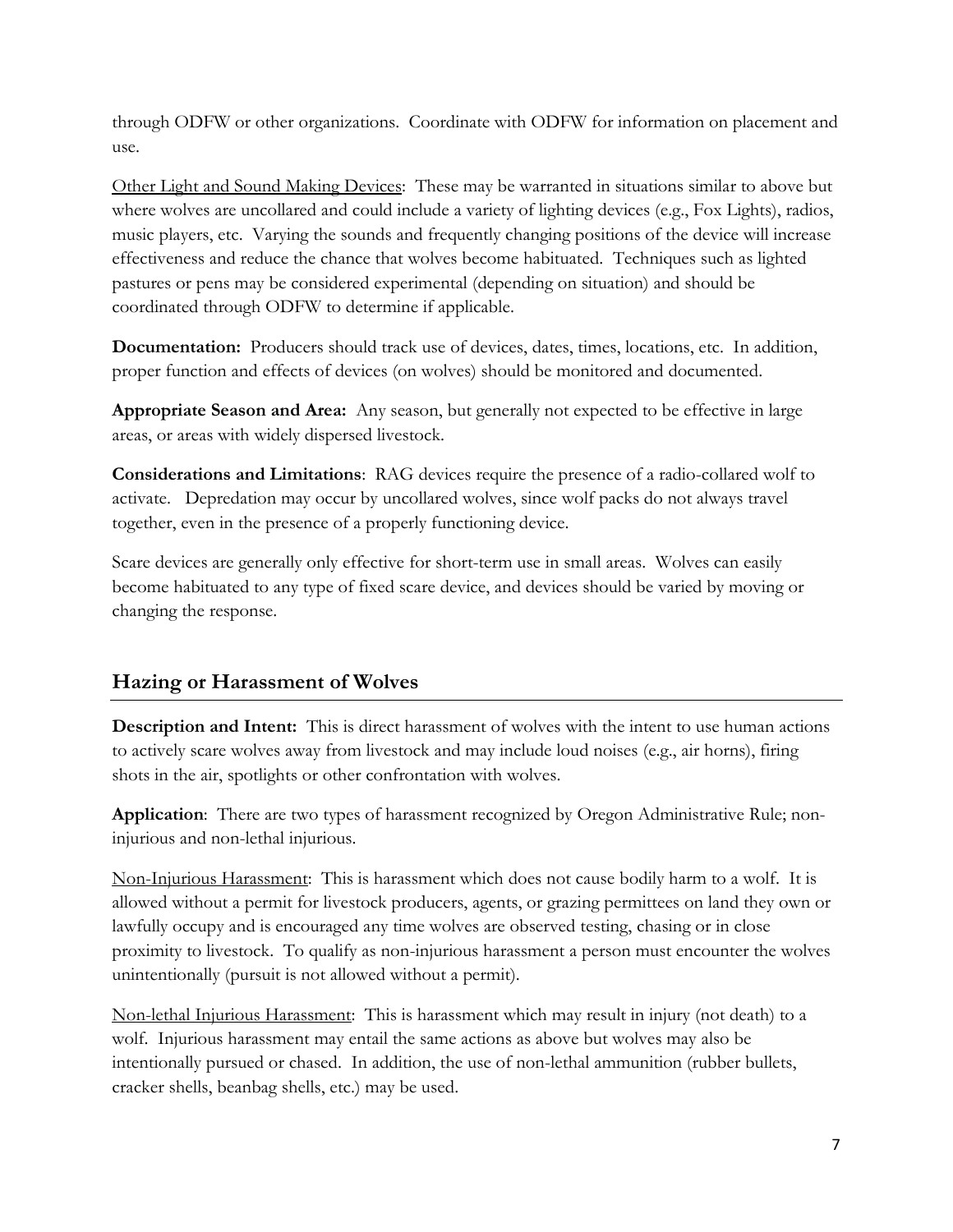through ODFW or other organizations. Coordinate with ODFW for information on placement and use.

Other Light and Sound Making Devices: These may be warranted in situations similar to above but where wolves are uncollared and could include a variety of lighting devices (e.g., Fox Lights), radios, music players, etc. Varying the sounds and frequently changing positions of the device will increase effectiveness and reduce the chance that wolves become habituated. Techniques such as lighted pastures or pens may be considered experimental (depending on situation) and should be coordinated through ODFW to determine if applicable.

**Documentation:** Producers should track use of devices, dates, times, locations, etc. In addition, proper function and effects of devices (on wolves) should be monitored and documented.

**Appropriate Season and Area:** Any season, but generally not expected to be effective in large areas, or areas with widely dispersed livestock.

**Considerations and Limitations**: RAG devices require the presence of a radio-collared wolf to activate. Depredation may occur by uncollared wolves, since wolf packs do not always travel together, even in the presence of a properly functioning device.

Scare devices are generally only effective for short-term use in small areas. Wolves can easily become habituated to any type of fixed scare device, and devices should be varied by moving or changing the response.

## Hazing or Harassment of Wolves

**Description and Intent:** This is direct harassment of wolves with the intent to use human actions to actively scare wolves away from livestock and may include loud noises (e.g., air horns), firing shots in the air, spotlights or other confrontation with wolves.

**Application**: There are two types of harassment recognized by Oregon Administrative Rule; non-injurious and non-lethal injurious.

Non-Injurious Harassment: This is harassment which does not cause bodily harm to a wolf. It is allowed without a permit for livestock producers, agents, or grazing permittees on land they own or lawfully occupy and is encouraged any time wolves are observed testing, chasing or in close proximity to livestock. To qualify as non-injurious harassment a person must encounter the wolves unintentionally (pursuit is not allowed without a permit).

Non-lethal Injurious Harassment: This is harassment which may result in injury (not death) to a wolf. Injurious harassment may entail the same actions as above but wolves may also be intentionally pursued or chased. In addition, the use of non-lethal ammunition (rubber bullets, cracker shells, beanbag shells, etc.) may be used.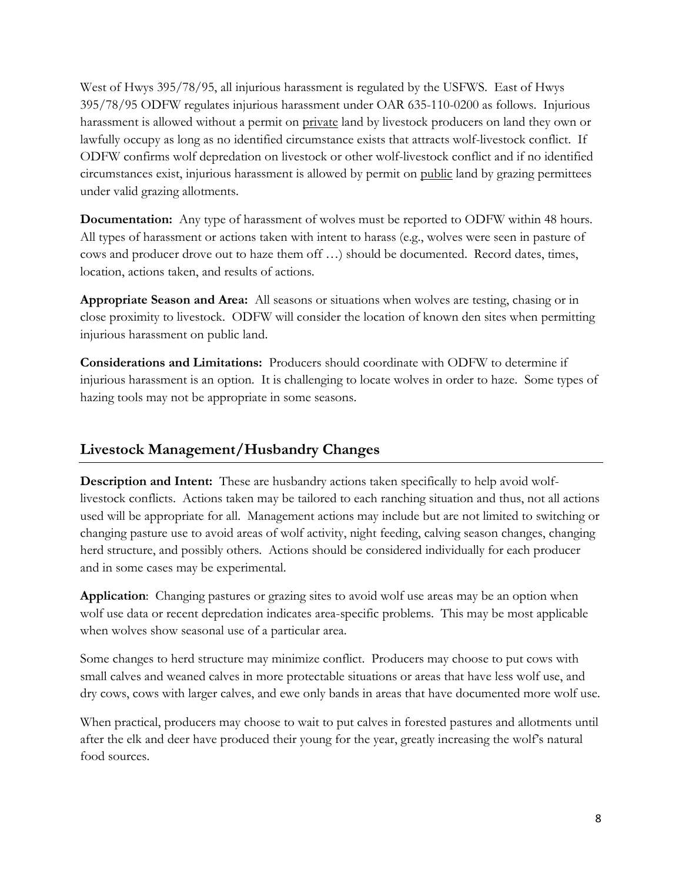West of Hwys 395/78/95, all injurious harassment is regulated by the USFWS. East of Hwys 395/78/95 ODFW regulates injurious harassment under OAR 635-110-0200 as follows. Injurious harassment is allowed without a permit on <u>private</u> land by livestock producers on land they own or lawfully occupy as long as no identified circumstance exists that attracts wolf-livestock conflict. If ODFW confirms wolf depredation on livestock or other wolf-livestock conflict and if no identified circumstances exist, injurious harassment is allowed by permit on <u>public</u> land by grazing permittees under valid grazing allotments.

**Documentation:** Any type of harassment of wolves must be reported to ODFW within 48 hours. All types of harassment or actions taken with intent to harass (e.g., wolves were seen in pasture of cows and producer drove out to haze them off …) should be documented. Record dates, times, location, actions taken, and results of actions.

**Appropriate Season and Area:** All seasons or situations when wolves are testing, chasing or in close proximity to livestock. ODFW will consider the location of known den sites when permitting injurious harassment on public land.

**Considerations and Limitations:** Producers should coordinate with ODFW to determine if injurious harassment is an option. It is challenging to locate wolves in order to haze. Some types of hazing tools may not be appropriate in some seasons.

## Livestock Management/Husbandry Changes

**Description and Intent:** These are husbandry actions taken specifically to help avoid wolf-livestock conflicts. Actions taken may be tailored to each ranching situation and thus, not all actions used will be appropriate for all. Management actions may include but are not limited to switching or changing pasture use to avoid areas of wolf activity, night feeding, calving season changes, changing herd structure, and possibly others. Actions should be considered individually for each producer and in some cases may be experimental.

**Application**: Changing pastures or grazing sites to avoid wolf use areas may be an option when wolf use data or recent depredation indicates area-specific problems. This may be most applicable when wolves show seasonal use of a particular area.

Some changes to herd structure may minimize conflict. Producers may choose to put cows with small calves and weaned calves in more protectable situations or areas that have less wolf use, and dry cows, cows with larger calves, and ewe only bands in areas that have documented more wolf use.

When practical, producers may choose to wait to put calves in forested pastures and allotments until after the elk and deer have produced their young for the year, greatly increasing the wolf's natural food sources.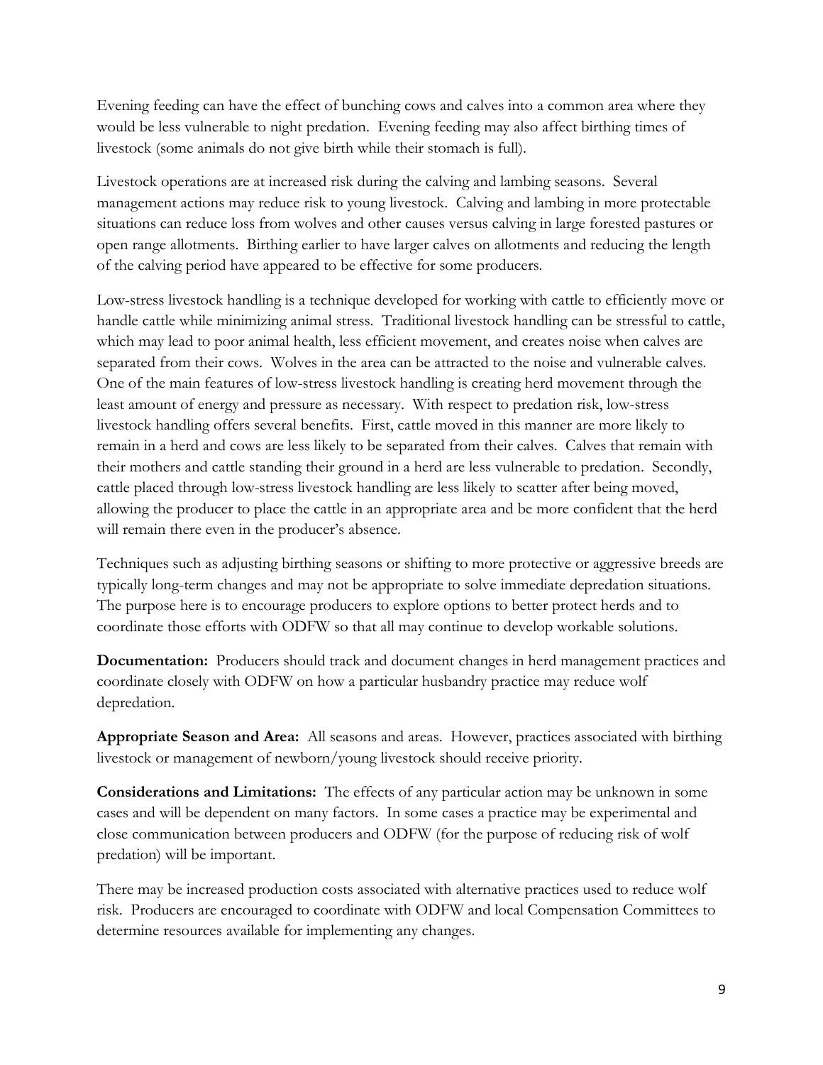Evening feeding can have the effect of bunching cows and calves into a common area where they would be less vulnerable to night predation. Evening feeding may also affect birthing times of livestock (some animals do not give birth while their stomach is full).

Livestock operations are at increased risk during the calving and lambing seasons. Several management actions may reduce risk to young livestock. Calving and lambing in more protectable situations can reduce loss from wolves and other causes versus calving in large forested pastures or open range allotments. Birthing earlier to have larger calves on allotments and reducing the length of the calving period have appeared to be effective for some producers.

Low-stress livestock handling is a technique developed for working with cattle to efficiently move or handle cattle while minimizing animal stress. Traditional livestock handling can be stressful to cattle, which may lead to poor animal health, less efficient movement, and creates noise when calves are separated from their cows. Wolves in the area can be attracted to the noise and vulnerable calves. One of the main features of low-stress livestock handling is creating herd movement through the least amount of energy and pressure as necessary. With respect to predation risk, low-stress livestock handling offers several benefits. First, cattle moved in this manner are more likely to remain in a herd and cows are less likely to be separated from their calves. Calves that remain with their mothers and cattle standing their ground in a herd are less vulnerable to predation. Secondly, cattle placed through low-stress livestock handling are less likely to scatter after being moved, allowing the producer to place the cattle in an appropriate area and be more confident that the herd will remain there even in the producer's absence.

Techniques such as adjusting birthing seasons or shifting to more protective or aggressive breeds are typically long-term changes and may not be appropriate to solve immediate depredation situations. The purpose here is to encourage producers to explore options to better protect herds and to coordinate those efforts with ODFW so that all may continue to develop workable solutions.

**Documentation:** Producers should track and document changes in herd management practices and coordinate closely with ODFW on how a particular husbandry practice may reduce wolf depredation.

**Appropriate Season and Area:** All seasons and areas. However, practices associated with birthing livestock or management of newborn/young livestock should receive priority.

**Considerations and Limitations:** The effects of any particular action may be unknown in some cases and will be dependent on many factors. In some cases a practice may be experimental and close communication between producers and ODFW (for the purpose of reducing risk of wolf predation) will be important.

There may be increased production costs associated with alternative practices used to reduce wolf risk. Producers are encouraged to coordinate with ODFW and local Compensation Committees to determine resources available for implementing any changes.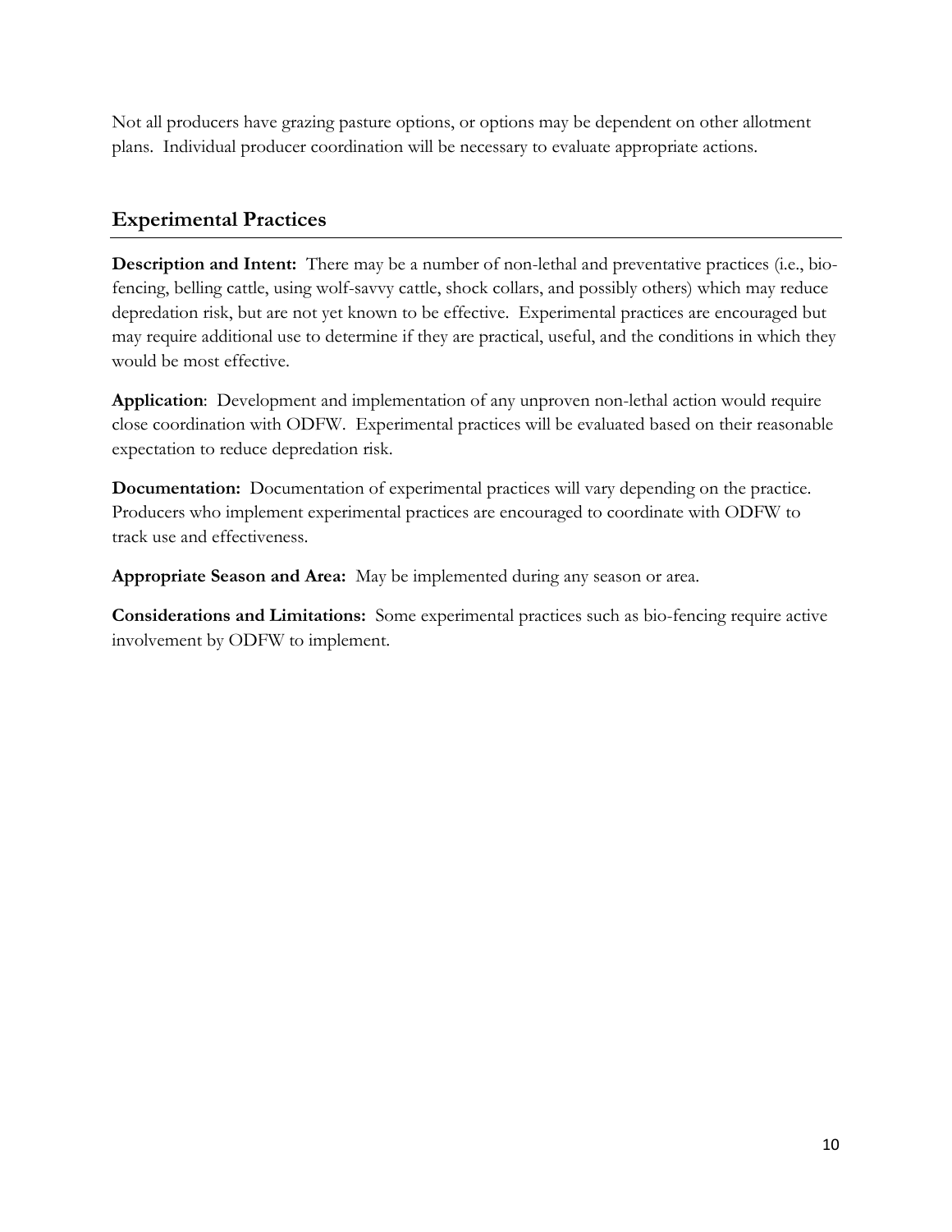Not all producers have grazing pasture options, or options may be dependent on other allotment plans. Individual producer coordination will be necessary to evaluate appropriate actions.

## Experimental Practices

**Description and Intent:** There may be a number of non-lethal and preventative practices (i.e., bio-fencing, belling cattle, using wolf-savvy cattle, shock collars, and possibly others) which may reduce depredation risk, but are not yet known to be effective. Experimental practices are encouraged but may require additional use to determine if they are practical, useful, and the conditions in which they would be most effective.

**Application**: Development and implementation of any unproven non-lethal action would require close coordination with ODFW. Experimental practices will be evaluated based on their reasonable expectation to reduce depredation risk.

**Documentation:** Documentation of experimental practices will vary depending on the practice. Producers who implement experimental practices are encouraged to coordinate with ODFW to track use and effectiveness.

**Appropriate Season and Area:** May be implemented during any season or area.

**Considerations and Limitations:** Some experimental practices such as bio-fencing require active involvement by ODFW to implement.